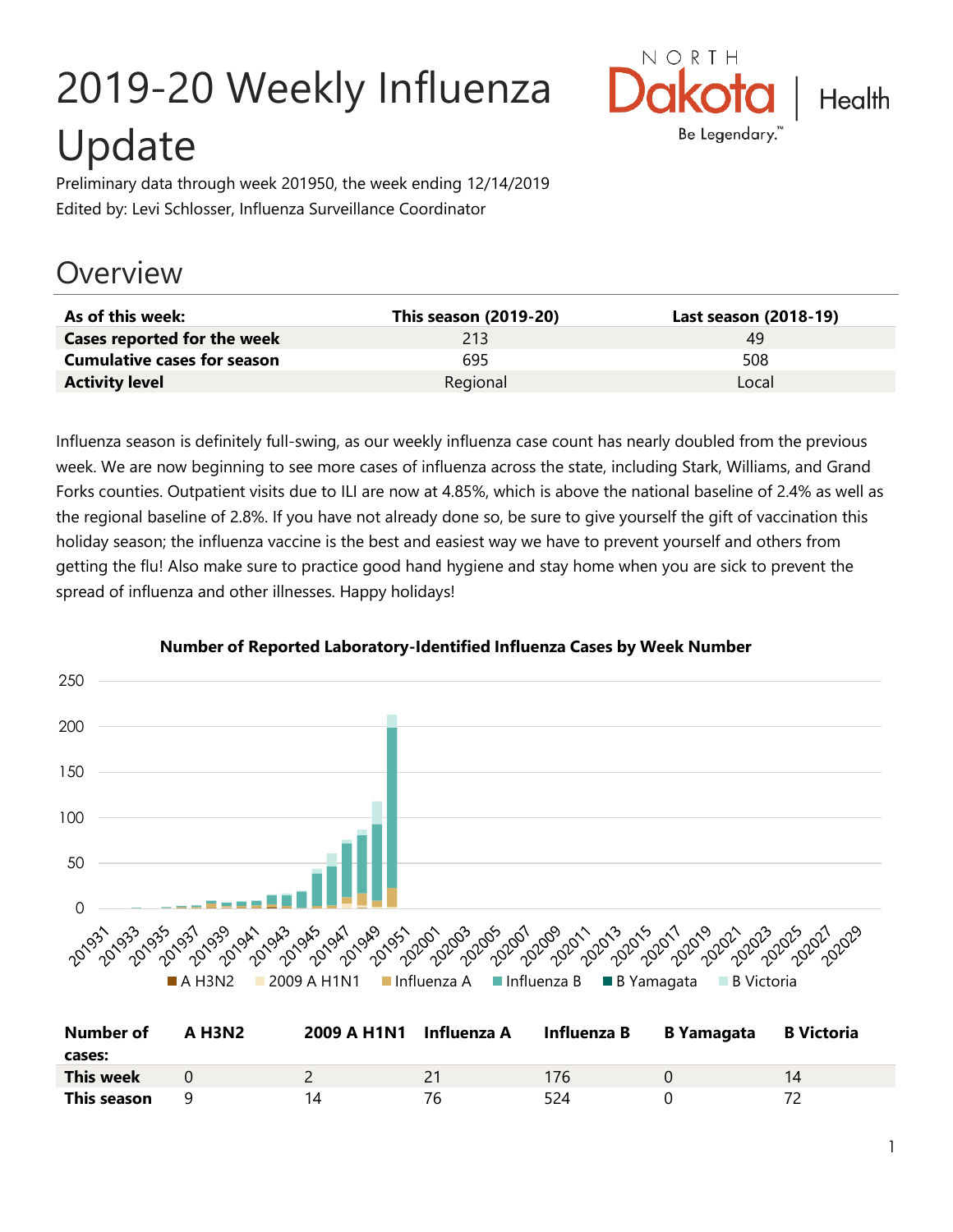# 2019-20 Weekly Influenza Update

Preliminary data through week 201950, the week ending 12/14/2019
Edited by: Levi Schlosser, Influenza Surveillance Coordinator

## Overview

| As of this week: | This season (2019-20) | Last season (2018-19) |
|---|---|---|
| **Cases reported for the week** | 213 | 49 |
| **Cumulative cases for season** | 695 | 508 |
| **Activity level** | Regional | Local |

Influenza season is definitely full-swing, as our weekly influenza case count has nearly doubled from the previous week. We are now beginning to see more cases of influenza across the state, including Stark, Williams, and Grand Forks counties. Outpatient visits due to ILI are now at 4.85%, which is above the national baseline of 2.4% as well as the regional baseline of 2.8%. If you have not already done so, be sure to give yourself the gift of vaccination this holiday season; the influenza vaccine is the best and easiest way we have to prevent yourself and others from getting the flu! Also make sure to practice good hand hygiene and stay home when you are sick to prevent the spread of influenza and other illnesses. Happy holidays!

**Number of Reported Laboratory-Identified Influenza Cases by Week Number**

| Number of cases: | A H3N2 | 2009 A H1N1 | Influenza A | Influenza B | B Yamagata | B Victoria |
|---|---|---|---|---|---|---|
| **This week** | 0 | 2 | 21 | 176 | 0 | 14 |
| **This season** | 9 | 14 | 76 | 524 | 0 | 72 |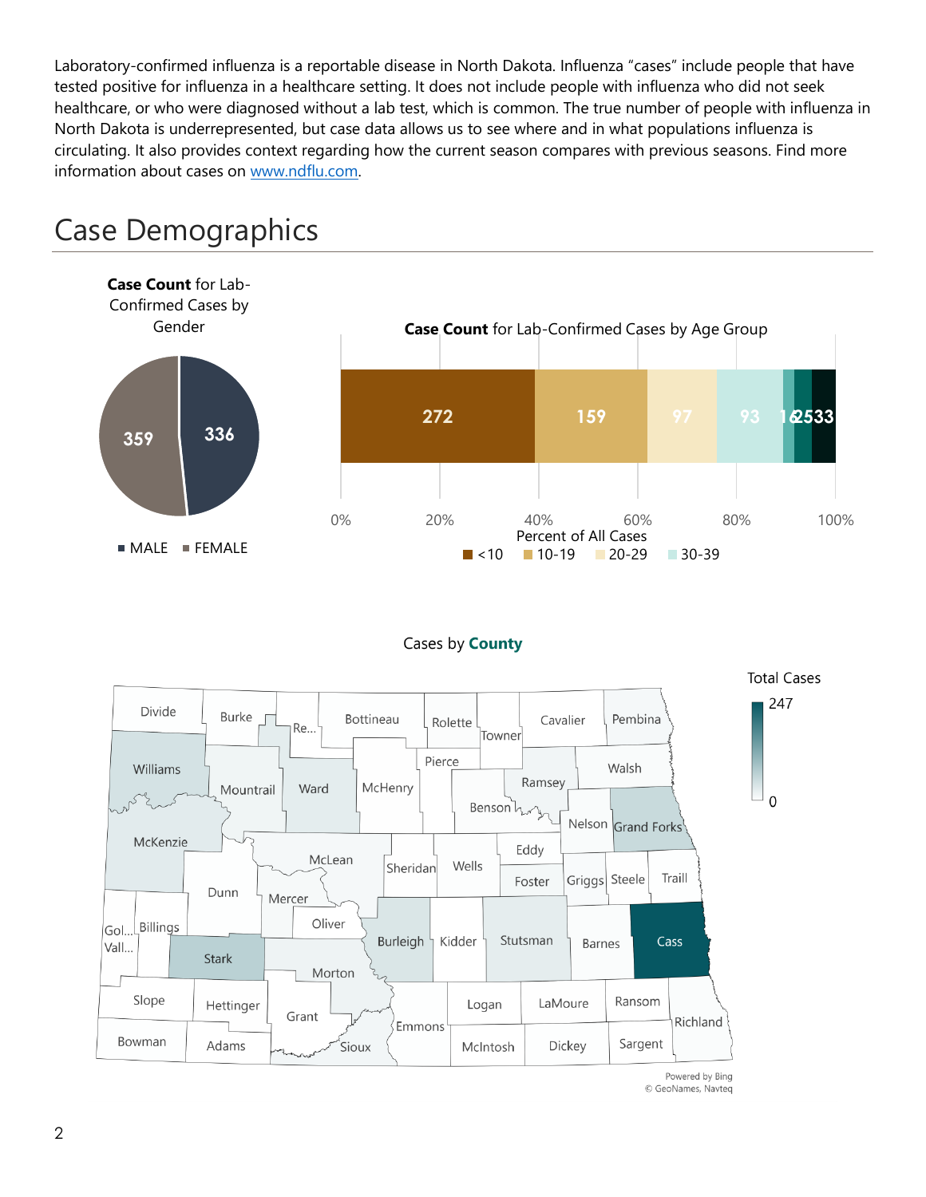Laboratory-confirmed influenza is a reportable disease in North Dakota. Influenza "cases" include people that have tested positive for influenza in a healthcare setting. It does not include people with influenza who did not seek healthcare, or who were diagnosed without a lab test, which is common. The true number of people with influenza in North Dakota is underrepresented, but case data allows us to see where and in what populations influenza is circulating. It also provides context regarding how the current season compares with previous seasons. Find more information about cases on www.ndflu.com.

# Case Demographics

**Case Count** for Lab-Confirmed Cases by Gender

| Gender | Cases |
|---|---|
| MALE | 336 |
| FEMALE | 359 |

**Case Count** for Lab-Confirmed Cases by Age Group

| Age Group | Cases |
|---|---|
| <10 | 272 |
| 10-19 | 159 |
| 20-29 | 97 |
| 30-39 | 93 |
| | 16 |
| | 25 |
| | 33 |

Percent of All Cases

Cases by **County**

Total Cases: 0 – 247

Powered by Bing
© GeoNames, Navteq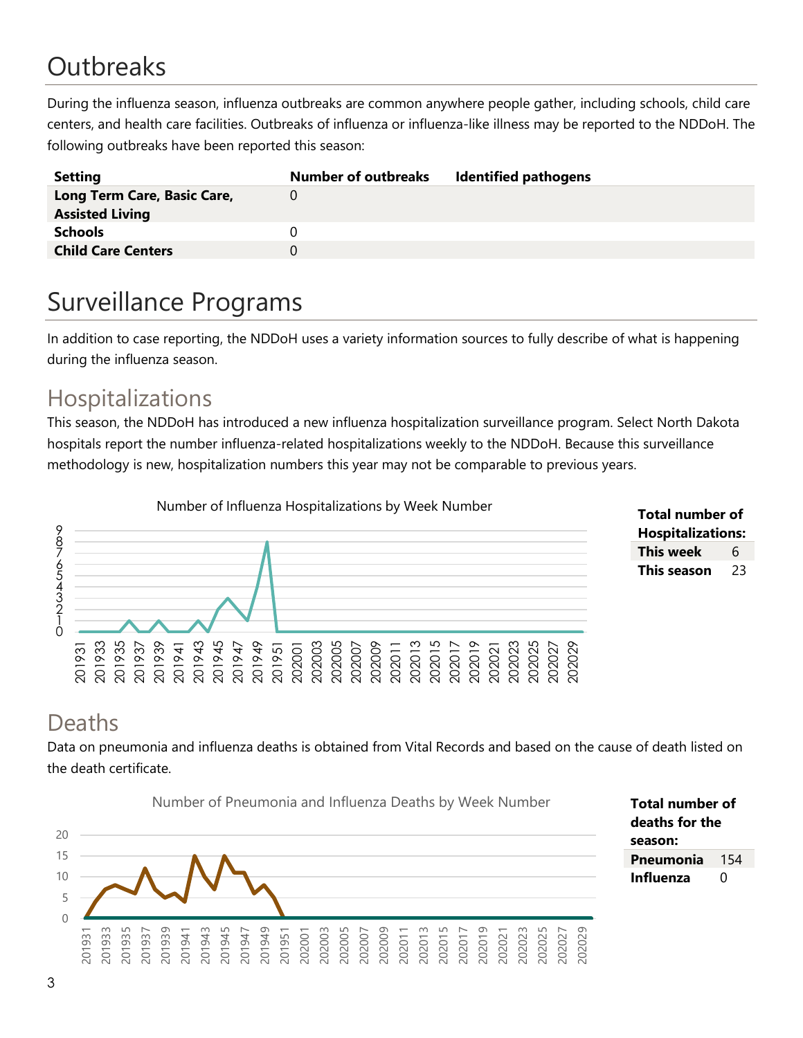# Outbreaks

During the influenza season, influenza outbreaks are common anywhere people gather, including schools, child care centers, and health care facilities. Outbreaks of influenza or influenza-like illness may be reported to the NDDoH. The following outbreaks have been reported this season:

| Setting | Number of outbreaks | Identified pathogens |
|---|---|---|
| **Long Term Care, Basic Care, Assisted Living** | 0 | |
| **Schools** | 0 | |
| **Child Care Centers** | 0 | |

# Surveillance Programs

In addition to case reporting, the NDDoH uses a variety information sources to fully describe of what is happening during the influenza season.

## Hospitalizations

This season, the NDDoH has introduced a new influenza hospitalization surveillance program. Select North Dakota hospitals report the number influenza-related hospitalizations weekly to the NDDoH. Because this surveillance methodology is new, hospitalization numbers this year may not be comparable to previous years.

Number of Influenza Hospitalizations by Week Number

| **Total number of Hospitalizations:** | |
|---|---|
| **This week** | 6 |
| **This season** | 23 |

## Deaths

Data on pneumonia and influenza deaths is obtained from Vital Records and based on the cause of death listed on the death certificate.

Number of Pneumonia and Influenza Deaths by Week Number

| **Total number of deaths for the season:** | |
|---|---|
| **Pneumonia** | 154 |
| **Influenza** | 0 |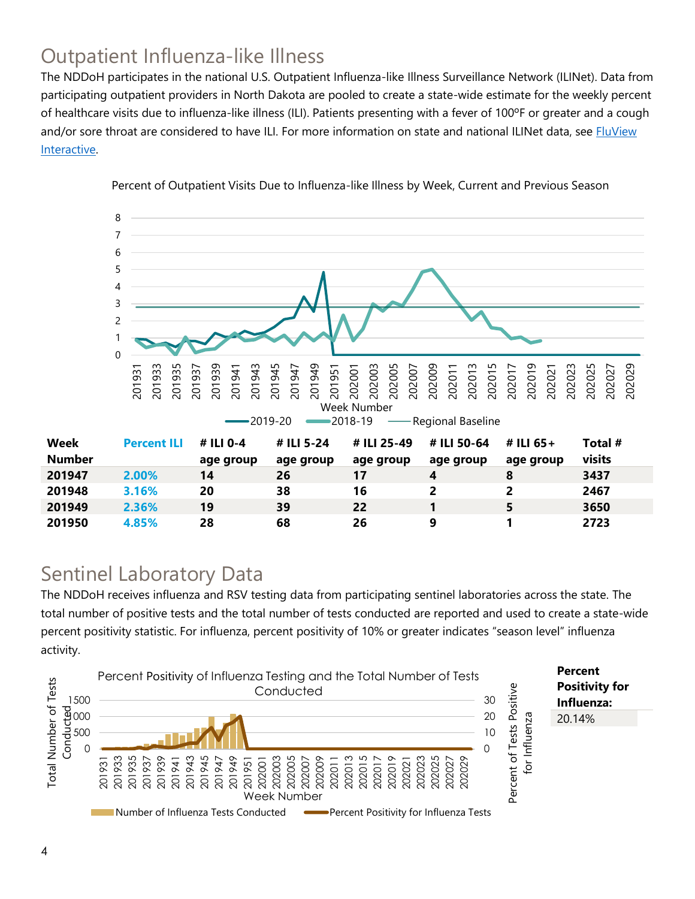# Outpatient Influenza-like Illness

The NDDoH participates in the national U.S. Outpatient Influenza-like Illness Surveillance Network (ILINet). Data from participating outpatient providers in North Dakota are pooled to create a state-wide estimate for the weekly percent of healthcare visits due to influenza-like illness (ILI). Patients presenting with a fever of 100ºF or greater and a cough and/or sore throat are considered to have ILI. For more information on state and national ILINet data, see FluView Interactive.

Percent of Outpatient Visits Due to Influenza-like Illness by Week, Current and Previous Season

| Week Number | Percent ILI | # ILI 0-4 age group | # ILI 5-24 age group | # ILI 25-49 age group | # ILI 50-64 age group | # ILI 65+ age group | Total # visits |
|---|---|---|---|---|---|---|---|
| 201947 | 2.00% | 14 | 26 | 17 | 4 | 8 | 3437 |
| 201948 | 3.16% | 20 | 38 | 16 | 2 | 2 | 2467 |
| 201949 | 2.36% | 19 | 39 | 22 | 1 | 5 | 3650 |
| 201950 | 4.85% | 28 | 68 | 26 | 9 | 1 | 2723 |

# Sentinel Laboratory Data

The NDDoH receives influenza and RSV testing data from participating sentinel laboratories across the state. The total number of positive tests and the total number of tests conducted are reported and used to create a state-wide percent positivity statistic. For influenza, percent positivity of 10% or greater indicates "season level" influenza activity.

Percent Positivity of Influenza Testing and the Total Number of Tests Conducted

| **Percent Positivity for Influenza:** |
|---|
| 20.14% |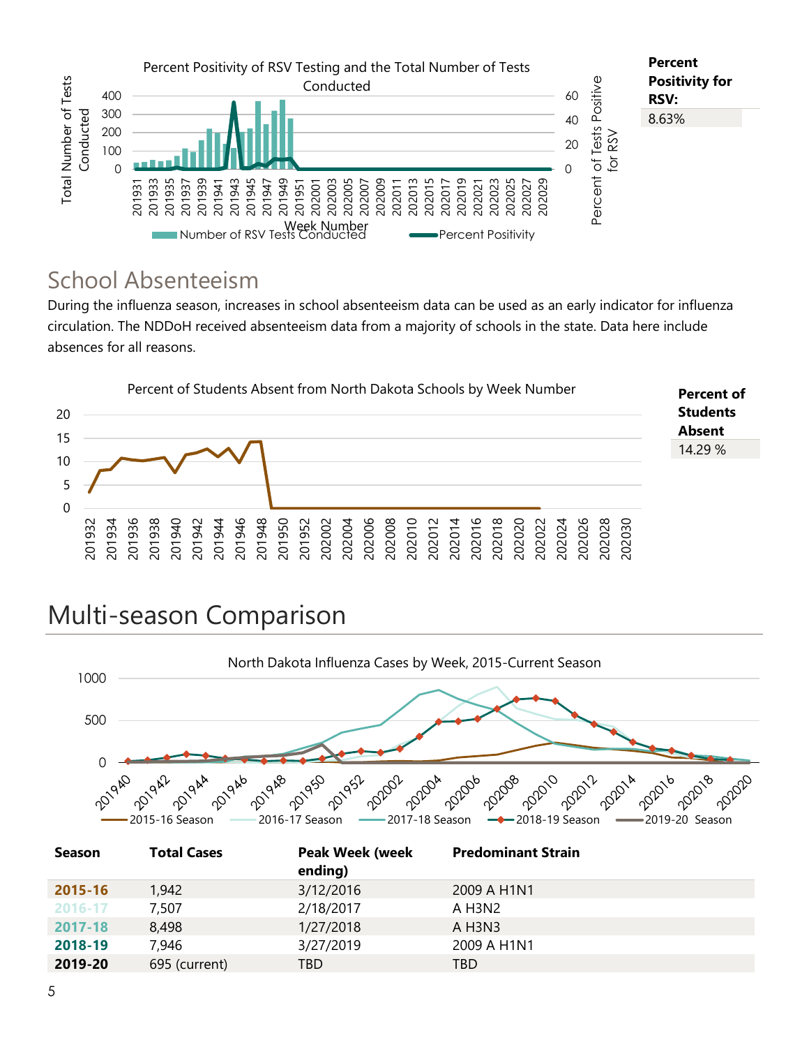Percent Positivity of RSV Testing and the Total Number of Tests Conducted

**Percent Positivity for RSV:**

8.63%

## School Absenteeism

During the influenza season, increases in school absenteeism data can be used as an early indicator for influenza circulation. The NDDoH received absenteeism data from a majority of schools in the state. Data here include absences for all reasons.

Percent of Students Absent from North Dakota Schools by Week Number

**Percent of Students Absent**

14.29 %

# Multi-season Comparison

North Dakota Influenza Cases by Week, 2015-Current Season

| Season | Total Cases | Peak Week (week ending) | Predominant Strain |
|---|---|---|---|
| 2015-16 | 1,942 | 3/12/2016 | 2009 A H1N1 |
| 2016-17 | 7,507 | 2/18/2017 | A H3N2 |
| 2017-18 | 8,498 | 1/27/2018 | A H3N3 |
| 2018-19 | 7,946 | 3/27/2019 | 2009 A H1N1 |
| 2019-20 | 695 (current) | TBD | TBD |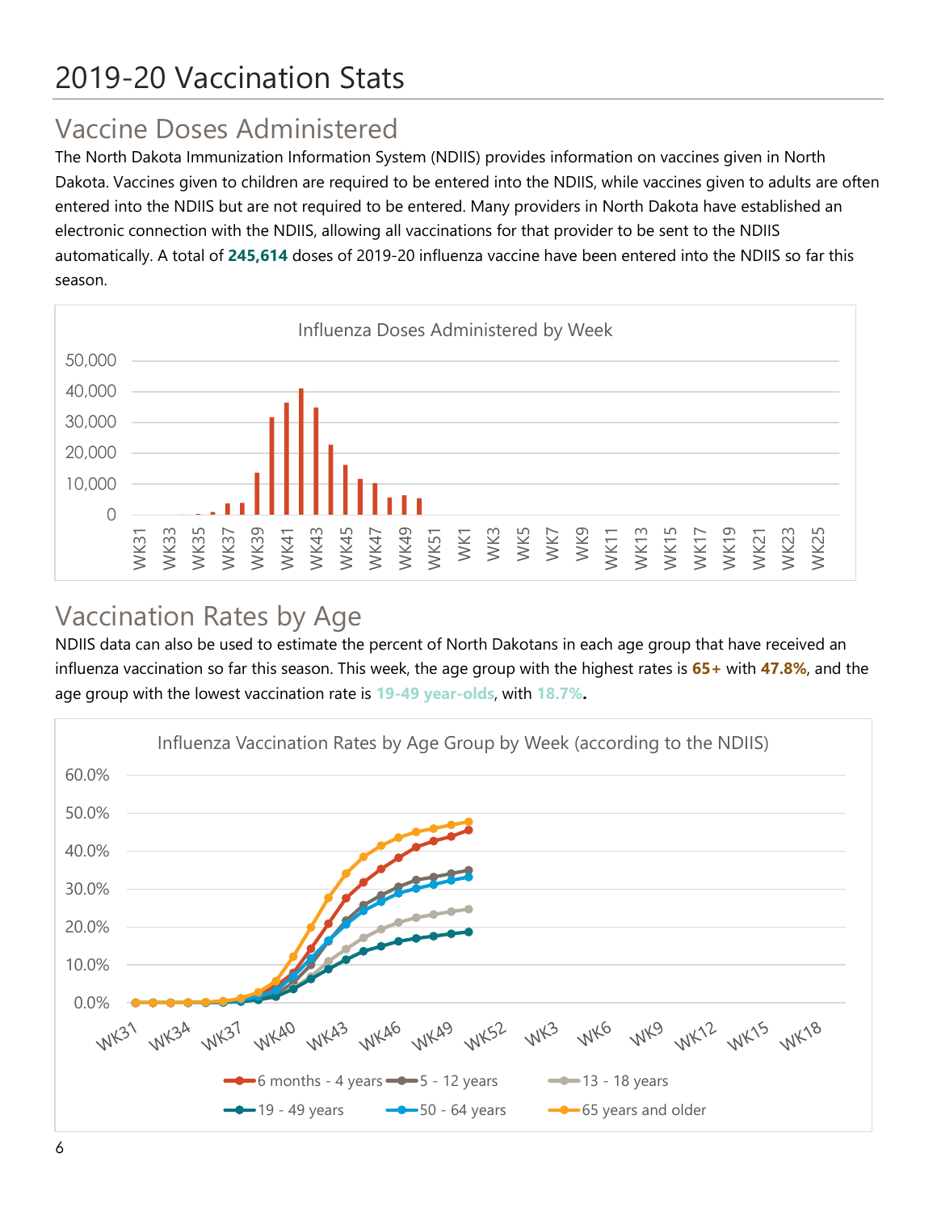# 2019-20 Vaccination Stats

## Vaccine Doses Administered

The North Dakota Immunization Information System (NDIIS) provides information on vaccines given in North Dakota. Vaccines given to children are required to be entered into the NDIIS, while vaccines given to adults are often entered into the NDIIS but are not required to be entered. Many providers in North Dakota have established an electronic connection with the NDIIS, allowing all vaccinations for that provider to be sent to the NDIIS automatically. A total of **245,614** doses of 2019-20 influenza vaccine have been entered into the NDIIS so far this season.

Influenza Doses Administered by Week

50,000
40,000
30,000
20,000
10,000
0

WK31 WK33 WK35 WK37 WK39 WK41 WK43 WK45 WK47 WK49 WK51 WK1 WK3 WK5 WK7 WK9 WK11 WK13 WK15 WK17 WK19 WK21 WK23 WK25

## Vaccination Rates by Age

NDIIS data can also be used to estimate the percent of North Dakotans in each age group that have received an influenza vaccination so far this season. This week, the age group with the highest rates is **65+** with **47.8%**, and the age group with the lowest vaccination rate is **19-49 year-olds**, with **18.7%**.

Influenza Vaccination Rates by Age Group by Week (according to the NDIIS)

60.0%
50.0%
40.0%
30.0%
20.0%
10.0%
0.0%

WK31 WK34 WK37 WK40 WK43 WK46 WK49 WK52 WK3 WK6 WK9 WK12 WK15 WK18

6 months - 4 years
5 - 12 years
13 - 18 years
19 - 49 years
50 - 64 years
65 years and older